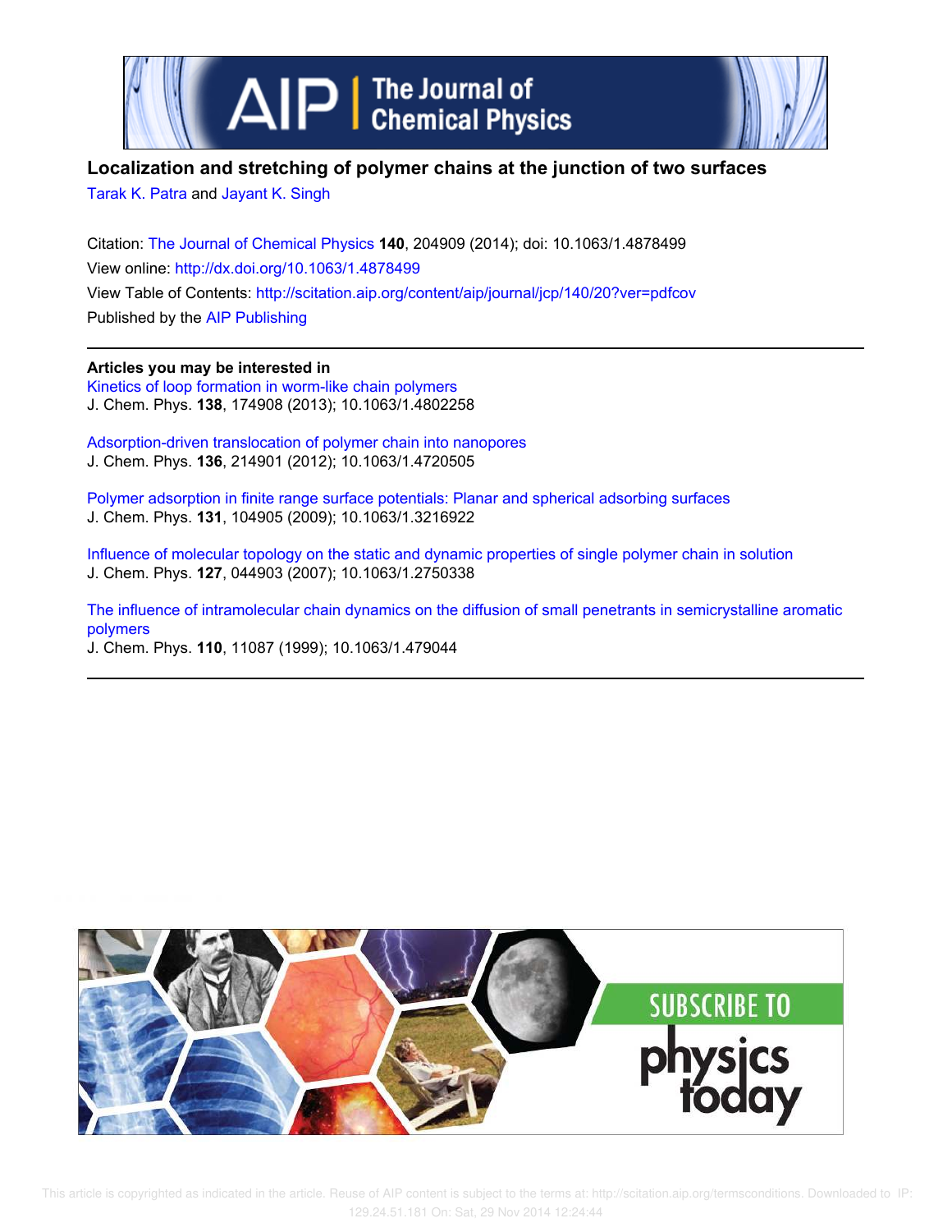# Localization and stretching of polymer chains at the junction of two surfaces

Tarak K. Patra and Jayant K. Singh

Citation: The Journal of Chemical Physics **140**, 204909 (2014); doi: 10.1063/1.4878499

View online: http://dx.doi.org/10.1063/1.4878499

View Table of Contents: http://scitation.aip.org/content/aip/journal/jcp/140/20?ver=pdfcov

Published by the AIP Publishing

**Articles you may be interested in**

Kinetics of loop formation in worm-like chain polymers
J. Chem. Phys. **138**, 174908 (2013); 10.1063/1.4802258

Adsorption-driven translocation of polymer chain into nanopores
J. Chem. Phys. **136**, 214901 (2012); 10.1063/1.4720505

Polymer adsorption in finite range surface potentials: Planar and spherical adsorbing surfaces
J. Chem. Phys. **131**, 104905 (2009); 10.1063/1.3216922

Influence of molecular topology on the static and dynamic properties of single polymer chain in solution
J. Chem. Phys. **127**, 044903 (2007); 10.1063/1.2750338

The influence of intramolecular chain dynamics on the diffusion of small penetrants in semicrystalline aromatic polymers
J. Chem. Phys. **110**, 11087 (1999); 10.1063/1.479044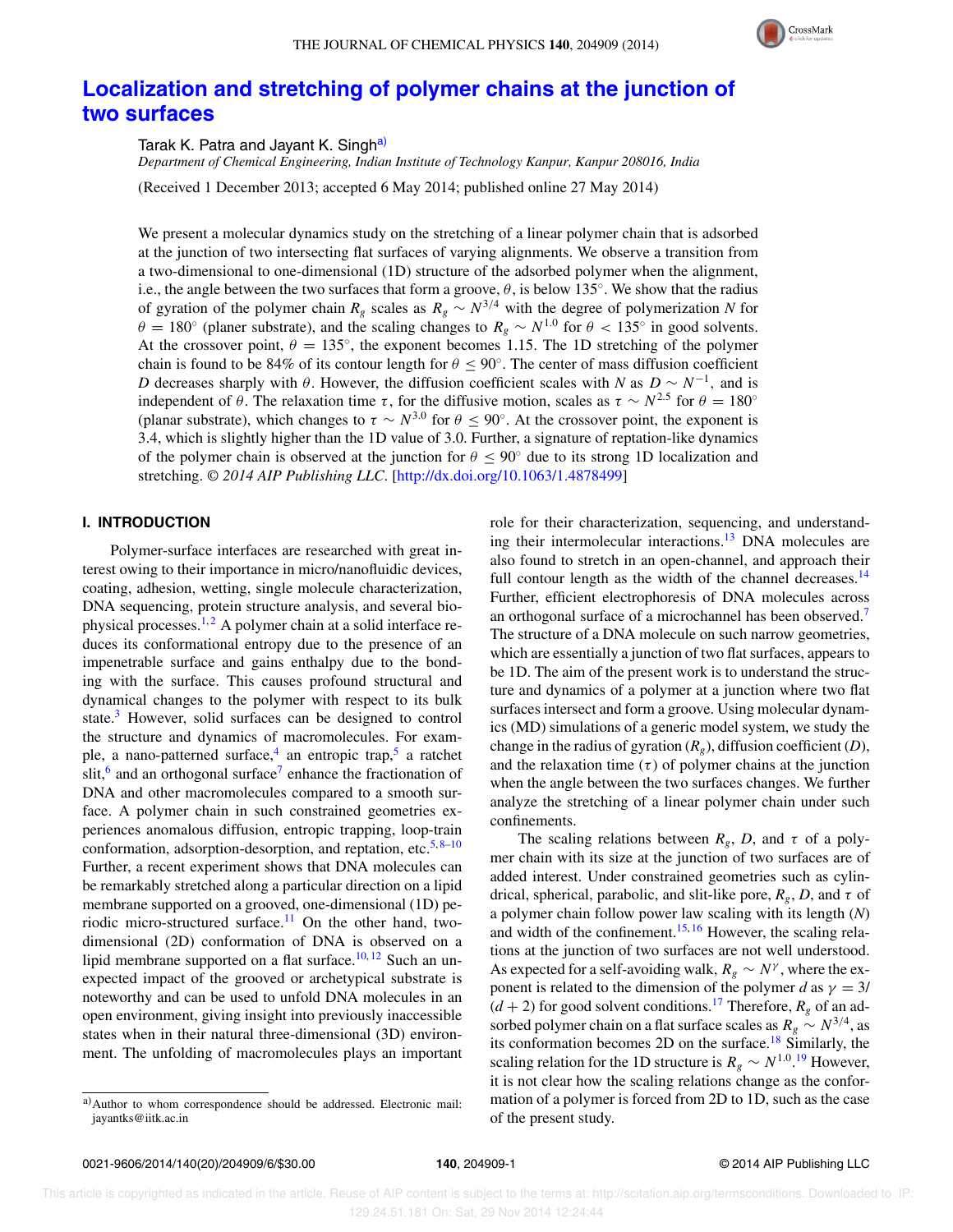# Localization and stretching of polymer chains at the junction of two surfaces

Tarak K. Patra and Jayant K. Singh[a)]

*Department of Chemical Engineering, Indian Institute of Technology Kanpur, Kanpur 208016, India*

(Received 1 December 2013; accepted 6 May 2014; published online 27 May 2014)

We present a molecular dynamics study on the stretching of a linear polymer chain that is adsorbed at the junction of two intersecting flat surfaces of varying alignments. We observe a transition from a two-dimensional to one-dimensional (1D) structure of the adsorbed polymer when the alignment, i.e., the angle between the two surfaces that form a groove, $\theta$, is below 135°. We show that the radius of gyration of the polymer chain $R_g$ scales as $R_g \sim N^{3/4}$ with the degree of polymerization $N$ for $\theta = 180°$ (planer substrate), and the scaling changes to $R_g \sim N^{1.0}$ for $\theta < 135°$ in good solvents. At the crossover point, $\theta = 135°$, the exponent becomes 1.15. The 1D stretching of the polymer chain is found to be 84% of its contour length for $\theta \leq 90°$. The center of mass diffusion coefficient $D$ decreases sharply with $\theta$. However, the diffusion coefficient scales with $N$ as $D \sim N^{-1}$, and is independent of $\theta$. The relaxation time $\tau$, for the diffusive motion, scales as $\tau \sim N^{2.5}$ for $\theta = 180°$ (planar substrate), which changes to $\tau \sim N^{3.0}$ for $\theta \leq 90°$. At the crossover point, the exponent is 3.4, which is slightly higher than the 1D value of 3.0. Further, a signature of reptation-like dynamics of the polymer chain is observed at the junction for $\theta \leq 90°$ due to its strong 1D localization and stretching. *© 2014 AIP Publishing LLC*. [http://dx.doi.org/10.1063/1.4878499]

## I. INTRODUCTION

Polymer-surface interfaces are researched with great interest owing to their importance in micro/nanofluidic devices, coating, adhesion, wetting, single molecule characterization, DNA sequencing, protein structure analysis, and several biophysical processes.[1,2] A polymer chain at a solid interface reduces its conformational entropy due to the presence of an impenetrable surface and gains enthalpy due to the bonding with the surface. This causes profound structural and dynamical changes to the polymer with respect to its bulk state.[3] However, solid surfaces can be designed to control the structure and dynamics of macromolecules. For example, a nano-patterned surface,[4] an entropic trap,[5] a ratchet slit,[6] and an orthogonal surface[7] enhance the fractionation of DNA and other macromolecules compared to a smooth surface. A polymer chain in such constrained geometries experiences anomalous diffusion, entropic trapping, loop-train conformation, adsorption-desorption, and reptation, etc.[5,8–10] Further, a recent experiment shows that DNA molecules can be remarkably stretched along a particular direction on a lipid membrane supported on a grooved, one-dimensional (1D) periodic micro-structured surface.[11] On the other hand, two-dimensional (2D) conformation of DNA is observed on a lipid membrane supported on a flat surface.[10,12] Such an unexpected impact of the grooved or archetypical substrate is noteworthy and can be used to unfold DNA molecules in an open environment, giving insight into previously inaccessible states when in their natural three-dimensional (3D) environment. The unfolding of macromolecules plays an important role for their characterization, sequencing, and understanding their intermolecular interactions.[13] DNA molecules are also found to stretch in an open-channel, and approach their full contour length as the width of the channel decreases.[14] Further, efficient electrophoresis of DNA molecules across an orthogonal surface of a microchannel has been observed.[7] The structure of a DNA molecule on such narrow geometries, which are essentially a junction of two flat surfaces, appears to be 1D. The aim of the present work is to understand the structure and dynamics of a polymer at a junction where two flat surfaces intersect and form a groove. Using molecular dynamics (MD) simulations of a generic model system, we study the change in the radius of gyration ($R_g$), diffusion coefficient ($D$), and the relaxation time ($\tau$) of polymer chains at the junction when the angle between the two surfaces changes. We further analyze the stretching of a linear polymer chain under such confinements.

The scaling relations between $R_g$, $D$, and $\tau$ of a polymer chain with its size at the junction of two surfaces are of added interest. Under constrained geometries such as cylindrical, spherical, parabolic, and slit-like pore, $R_g$, $D$, and $\tau$ of a polymer chain follow power law scaling with its length ($N$) and width of the confinement.[15,16] However, the scaling relations at the junction of two surfaces are not well understood. As expected for a self-avoiding walk, $R_g \sim N^{\gamma}$, where the exponent is related to the dimension of the polymer $d$ as $\gamma = 3/(d+2)$ for good solvent conditions.[17] Therefore, $R_g$ of an adsorbed polymer chain on a flat surface scales as $R_g \sim N^{3/4}$, as its conformation becomes 2D on the surface.[18] Similarly, the scaling relation for the 1D structure is $R_g \sim N^{1.0}$.[19] However, it is not clear how the scaling relations change as the conformation of a polymer is forced from 2D to 1D, such as the case of the present study.

---

[a)] Author to whom correspondence should be addressed. Electronic mail: jayantks@iitk.ac.in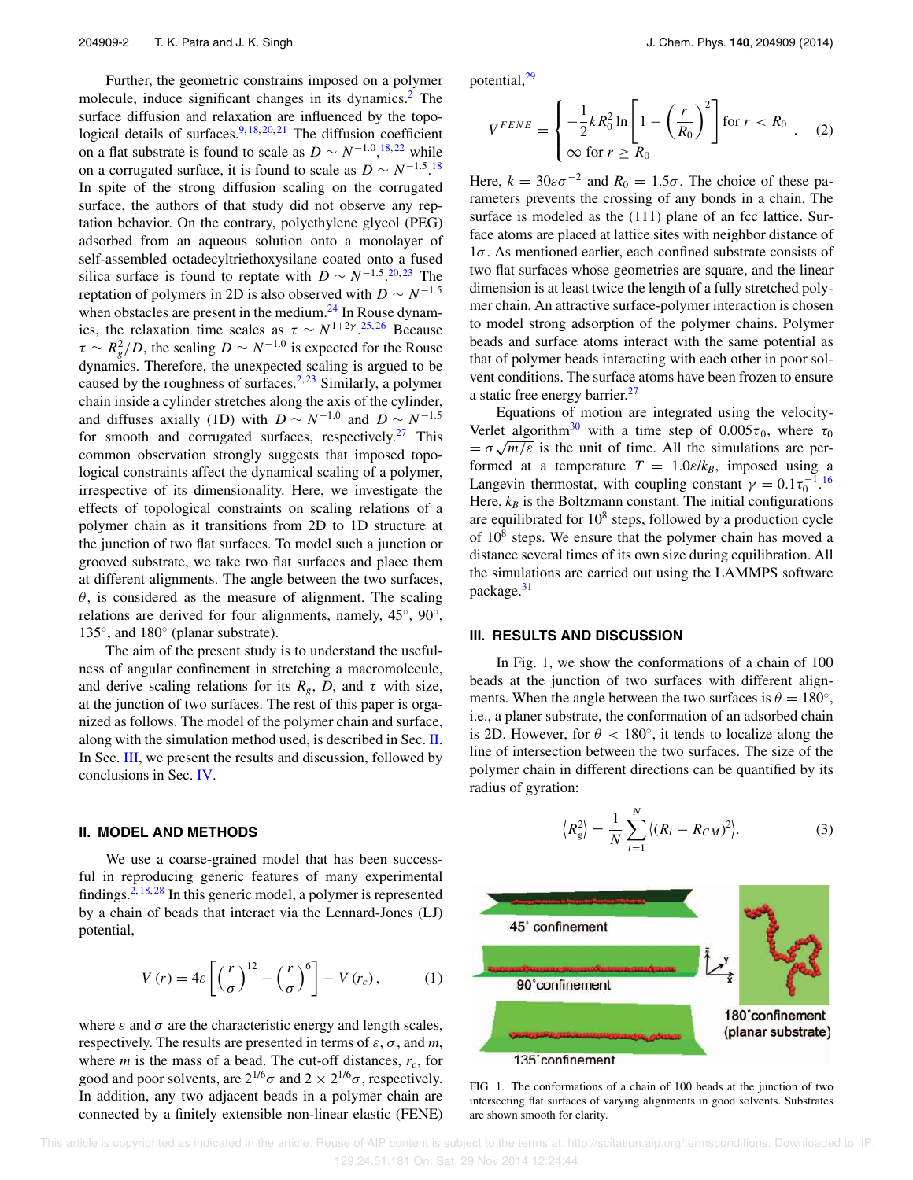Further, the geometric constrains imposed on a polymer molecule, induce significant changes in its dynamics.[2] The surface diffusion and relaxation are influenced by the topological details of surfaces.[9,18,20,21] The diffusion coefficient on a flat substrate is found to scale as $D \sim N^{-1.0}$,[18,22] while on a corrugated surface, it is found to scale as $D \sim N^{-1.5}$.[18] In spite of the strong diffusion scaling on the corrugated surface, the authors of that study did not observe any reptation behavior. On the contrary, polyethylene glycol (PEG) adsorbed from an aqueous solution onto a monolayer of self-assembled octadecyltriethoxysilane coated onto a fused silica surface is found to reptate with $D \sim N^{-1.5}$.[20,23] The reptation of polymers in 2D is also observed with $D \sim N^{-1.5}$ when obstacles are present in the medium.[24] In Rouse dynamics, the relaxation time scales as $\tau \sim N^{1+2\gamma}$.[25,26] Because $\tau \sim R_g^2/D$, the scaling $D \sim N^{-1.0}$ is expected for the Rouse dynamics. Therefore, the unexpected scaling is argued to be caused by the roughness of surfaces.[2,23] Similarly, a polymer chain inside a cylinder stretches along the axis of the cylinder, and diffuses axially (1D) with $D \sim N^{-1.0}$ and $D \sim N^{-1.5}$ for smooth and corrugated surfaces, respectively.[27] This common observation strongly suggests that imposed topological constraints affect the dynamical scaling of a polymer, irrespective of its dimensionality. Here, we investigate the effects of topological constraints on scaling relations of a polymer chain as it transitions from 2D to 1D structure at the junction of two flat surfaces. To model such a junction or grooved substrate, we take two flat surfaces and place them at different alignments. The angle between the two surfaces, $\theta$, is considered as the measure of alignment. The scaling relations are derived for four alignments, namely, 45°, 90°, 135°, and 180° (planar substrate).

The aim of the present study is to understand the usefulness of angular confinement in stretching a macromolecule, and derive scaling relations for its $R_g$, $D$, and $\tau$ with size, at the junction of two surfaces. The rest of this paper is organized as follows. The model of the polymer chain and surface, along with the simulation method used, is described in Sec. II. In Sec. III, we present the results and discussion, followed by conclusions in Sec. IV.

## II. MODEL AND METHODS

We use a coarse-grained model that has been successful in reproducing generic features of many experimental findings.[2,18,28] In this generic model, a polymer is represented by a chain of beads that interact via the Lennard-Jones (LJ) potential,

$$V(r) = 4\varepsilon\left[\left(\frac{r}{\sigma}\right)^{12} - \left(\frac{r}{\sigma}\right)^{6}\right] - V(r_c), \qquad (1)$$

where $\varepsilon$ and $\sigma$ are the characteristic energy and length scales, respectively. The results are presented in terms of $\varepsilon$, $\sigma$, and $m$, where $m$ is the mass of a bead. The cut-off distances, $r_c$, for good and poor solvents, are $2^{1/6}\sigma$ and $2 \times 2^{1/6}\sigma$, respectively. In addition, any two adjacent beads in a polymer chain are connected by a finitely extensible non-linear elastic (FENE) potential,[29]

$$V^{FENE} = \begin{cases} -\dfrac{1}{2}kR_0^2 \ln\left[1 - \left(\dfrac{r}{R_0}\right)^2\right] & \text{for } r < R_0 \\ \infty \text{ for } r \geq R_0 \end{cases}. \qquad (2)$$

Here, $k = 30\varepsilon\sigma^{-2}$ and $R_0 = 1.5\sigma$. The choice of these parameters prevents the crossing of any bonds in a chain. The surface is modeled as the (111) plane of an fcc lattice. Surface atoms are placed at lattice sites with neighbor distance of $1\sigma$. As mentioned earlier, each confined substrate consists of two flat surfaces whose geometries are square, and the linear dimension is at least twice the length of a fully stretched polymer chain. An attractive surface-polymer interaction is chosen to model strong adsorption of the polymer chains. Polymer beads and surface atoms interact with the same potential as that of polymer beads interacting with each other in poor solvent conditions. The surface atoms have been frozen to ensure a static free energy barrier.[27]

Equations of motion are integrated using the velocity-Verlet algorithm[30] with a time step of $0.005\tau_0$, where $\tau_0 = \sigma\sqrt{m/\varepsilon}$ is the unit of time. All the simulations are performed at a temperature $T = 1.0\varepsilon/k_B$, imposed using a Langevin thermostat, with coupling constant $\gamma = 0.1\tau_0^{-1}$.[16] Here, $k_B$ is the Boltzmann constant. The initial configurations are equilibrated for $10^8$ steps, followed by a production cycle of $10^8$ steps. We ensure that the polymer chain has moved a distance several times of its own size during equilibration. All the simulations are carried out using the LAMMPS software package.[31]

## III. RESULTS AND DISCUSSION

In Fig. 1, we show the conformations of a chain of 100 beads at the junction of two surfaces with different alignments. When the angle between the two surfaces is $\theta = 180°$, i.e., a planer substrate, the conformation of an adsorbed chain is 2D. However, for $\theta < 180°$, it tends to localize along the line of intersection between the two surfaces. The size of the polymer chain in different directions can be quantified by its radius of gyration:

$$\langle R_g^2 \rangle = \frac{1}{N}\sum_{i=1}^{N}\langle (R_i - R_{CM})^2 \rangle. \qquad (3)$$

FIG. 1. The conformations of a chain of 100 beads at the junction of two intersecting flat surfaces of varying alignments in good solvents. Substrates are shown smooth for clarity.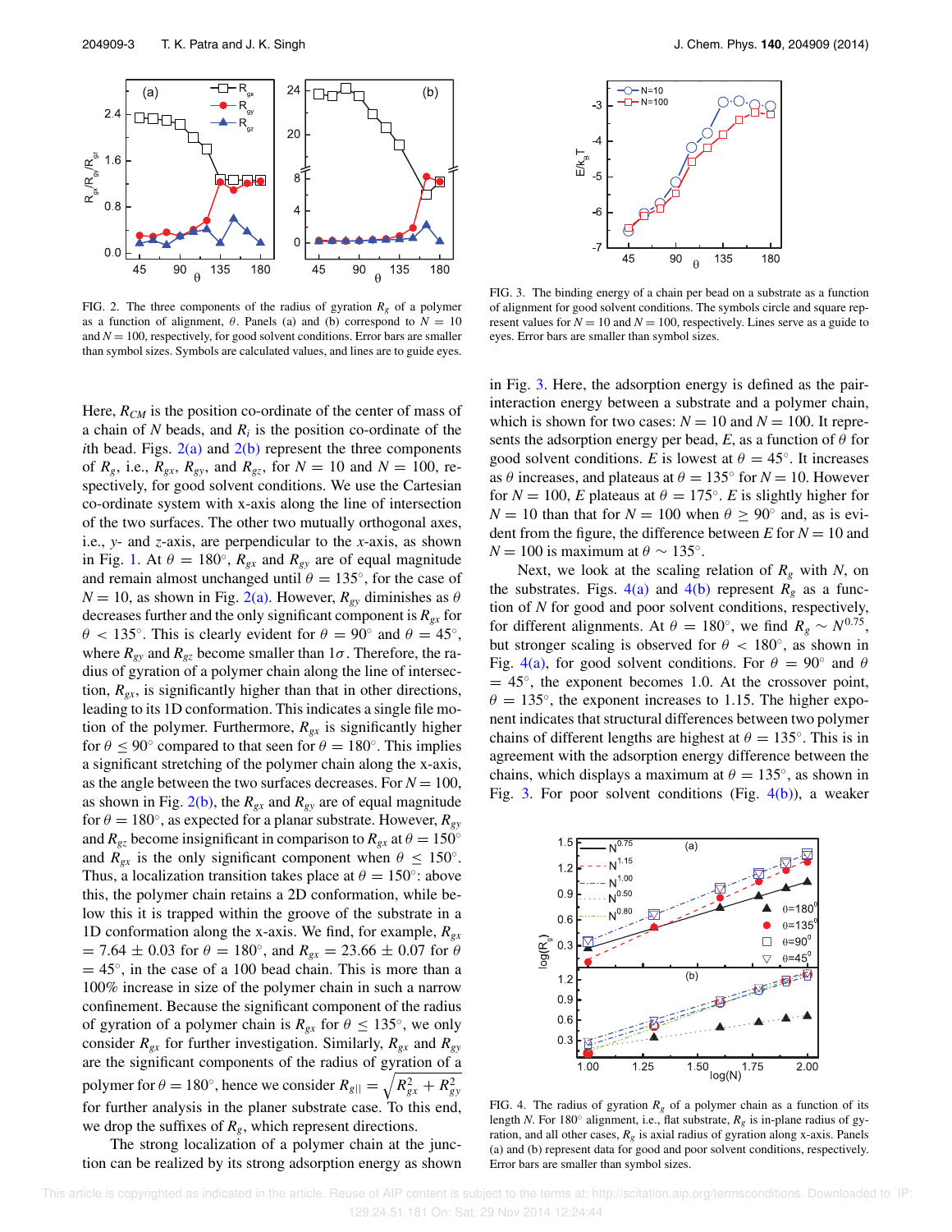FIG. 2. The three components of the radius of gyration $R_g$ of a polymer as a function of alignment, $\theta$. Panels (a) and (b) correspond to $N = 10$ and $N = 100$, respectively, for good solvent conditions. Error bars are smaller than symbol sizes. Symbols are calculated values, and lines are to guide eyes.

FIG. 3. The binding energy of a chain per bead on a substrate as a function of alignment for good solvent conditions. The symbols circle and square represent values for $N = 10$ and $N = 100$, respectively. Lines serve as a guide to eyes. Error bars are smaller than symbol sizes.

Here, $R_{CM}$ is the position co-ordinate of the center of mass of a chain of $N$ beads, and $R_i$ is the position co-ordinate of the $i$th bead. Figs. 2(a) and 2(b) represent the three components of $R_g$, i.e., $R_{gx}$, $R_{gy}$, and $R_{gz}$, for $N = 10$ and $N = 100$, respectively, for good solvent conditions. We use the Cartesian co-ordinate system with x-axis along the line of intersection of the two surfaces. The other two mutually orthogonal axes, i.e., $y$- and $z$-axis, are perpendicular to the $x$-axis, as shown in Fig. 1. At $\theta = 180°$, $R_{gx}$ and $R_{gy}$ are of equal magnitude and remain almost unchanged until $\theta = 135°$, for the case of $N = 10$, as shown in Fig. 2(a). However, $R_{gy}$ diminishes as $\theta$ decreases further and the only significant component is $R_{gx}$ for $\theta < 135°$. This is clearly evident for $\theta = 90°$ and $\theta = 45°$, where $R_{gy}$ and $R_{gz}$ become smaller than $1\sigma$. Therefore, the radius of gyration of a polymer chain along the line of intersection, $R_{gx}$, is significantly higher than that in other directions, leading to its 1D conformation. This indicates a single file motion of the polymer. Furthermore, $R_{gx}$ is significantly higher for $\theta \leq 90°$ compared to that seen for $\theta = 180°$. This implies a significant stretching of the polymer chain along the x-axis, as the angle between the two surfaces decreases. For $N = 100$, as shown in Fig. 2(b), the $R_{gx}$ and $R_{gy}$ are of equal magnitude for $\theta = 180°$, as expected for a planar substrate. However, $R_{gy}$ and $R_{gz}$ become insignificant in comparison to $R_{gx}$ at $\theta = 150°$ and $R_{gx}$ is the only significant component when $\theta \leq 150°$. Thus, a localization transition takes place at $\theta = 150°$: above this, the polymer chain retains a 2D conformation, while below this it is trapped within the groove of the substrate in a 1D conformation along the x-axis. We find, for example, $R_{gx} = 7.64 \pm 0.03$ for $\theta = 180°$, and $R_{gx} = 23.66 \pm 0.07$ for $\theta = 45°$, in the case of a 100 bead chain. This is more than a 100% increase in size of the polymer chain in such a narrow confinement. Because the significant component of the radius of gyration of a polymer chain is $R_{gx}$ for $\theta \leq 135°$, we only consider $R_{gx}$ for further investigation. Similarly, $R_{gx}$ and $R_{gy}$ are the significant components of the radius of gyration of a polymer for $\theta = 180°$, hence we consider $R_{g\|} = \sqrt{R_{gx}^2 + R_{gy}^2}$ for further analysis in the planer substrate case. To this end, we drop the suffixes of $R_g$, which represent directions.

The strong localization of a polymer chain at the junction can be realized by its strong adsorption energy as shown in Fig. 3. Here, the adsorption energy is defined as the pair-interaction energy between a substrate and a polymer chain, which is shown for two cases: $N = 10$ and $N = 100$. It represents the adsorption energy per bead, $E$, as a function of $\theta$ for good solvent conditions. $E$ is lowest at $\theta = 45°$. It increases as $\theta$ increases, and plateaus at $\theta = 135°$ for $N = 10$. However for $N = 100$, $E$ plateaus at $\theta = 175°$. $E$ is slightly higher for $N = 10$ than that for $N = 100$ when $\theta \geq 90°$ and, as is evident from the figure, the difference between $E$ for $N = 10$ and $N = 100$ is maximum at $\theta \sim 135°$.

Next, we look at the scaling relation of $R_g$ with $N$, on the substrates. Figs. 4(a) and 4(b) represent $R_g$ as a function of $N$ for good and poor solvent conditions, respectively, for different alignments. At $\theta = 180°$, we find $R_g \sim N^{0.75}$, but stronger scaling is observed for $\theta < 180°$, as shown in Fig. 4(a), for good solvent conditions. For $\theta = 90°$ and $\theta = 45°$, the exponent becomes 1.0. At the crossover point, $\theta = 135°$, the exponent increases to 1.15. The higher exponent indicates that structural differences between two polymer chains of different lengths are highest at $\theta = 135°$. This is in agreement with the adsorption energy difference between the chains, which displays a maximum at $\theta = 135°$, as shown in Fig. 3. For poor solvent conditions (Fig. 4(b)), a weaker

FIG. 4. The radius of gyration $R_g$ of a polymer chain as a function of its length $N$. For 180° alignment, i.e., flat substrate, $R_g$ is in-plane radius of gyration, and all other cases, $R_g$ is axial radius of gyration along x-axis. Panels (a) and (b) represent data for good and poor solvent conditions, respectively. Error bars are smaller than symbol sizes.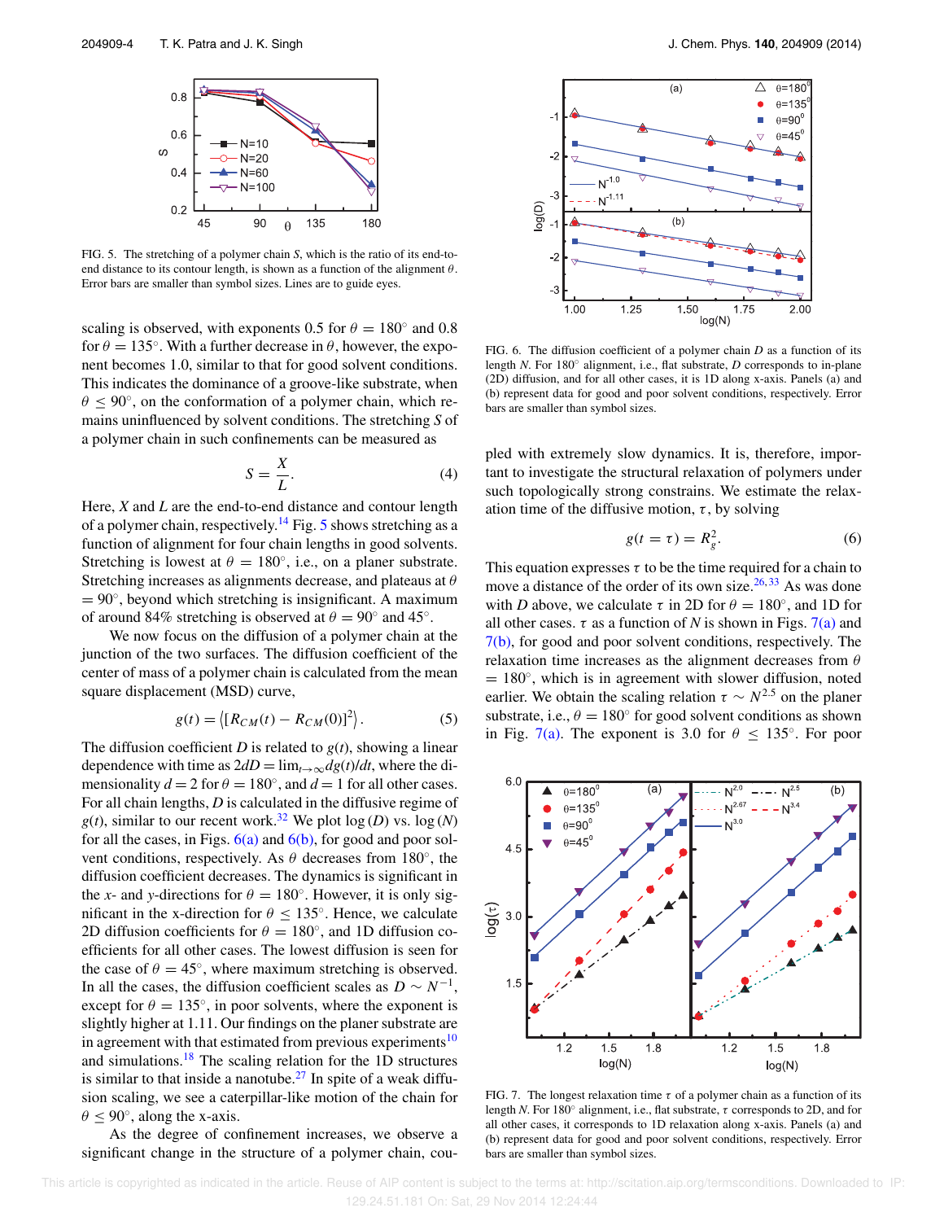FIG. 5. The stretching of a polymer chain $S$, which is the ratio of its end-to-end distance to its contour length, is shown as a function of the alignment $\theta$. Error bars are smaller than symbol sizes. Lines are to guide eyes.

scaling is observed, with exponents 0.5 for $\theta = 180^\circ$ and 0.8 for $\theta = 135^\circ$. With a further decrease in $\theta$, however, the exponent becomes 1.0, similar to that for good solvent conditions. This indicates the dominance of a groove-like substrate, when $\theta \leq 90^\circ$, on the conformation of a polymer chain, which remains uninfluenced by solvent conditions. The stretching $S$ of a polymer chain in such confinements can be measured as

$$S = \frac{X}{L}. \tag{4}$$

Here, $X$ and $L$ are the end-to-end distance and contour length of a polymer chain, respectively.[14] Fig. 5 shows stretching as a function of alignment for four chain lengths in good solvents. Stretching is lowest at $\theta = 180^\circ$, i.e., on a planer substrate. Stretching increases as alignments decrease, and plateaus at $\theta = 90^\circ$, beyond which stretching is insignificant. A maximum of around 84% stretching is observed at $\theta = 90^\circ$ and $45^\circ$.

We now focus on the diffusion of a polymer chain at the junction of the two surfaces. The diffusion coefficient of the center of mass of a polymer chain is calculated from the mean square displacement (MSD) curve,

$$g(t) = \langle [R_{CM}(t) - R_{CM}(0)]^2 \rangle . \tag{5}$$

The diffusion coefficient $D$ is related to $g(t)$, showing a linear dependence with time as $2dD = \lim_{t\to\infty} dg(t)/dt$, where the dimensionality $d = 2$ for $\theta = 180^\circ$, and $d = 1$ for all other cases. For all chain lengths, $D$ is calculated in the diffusive regime of $g(t)$, similar to our recent work.[32] We plot log ($D$) vs. log ($N$) for all the cases, in Figs. 6(a) and 6(b), for good and poor solvent conditions, respectively. As $\theta$ decreases from $180^\circ$, the diffusion coefficient decreases. The dynamics is significant in the $x$- and $y$-directions for $\theta = 180^\circ$. However, it is only significant in the x-direction for $\theta \leq 135^\circ$. Hence, we calculate 2D diffusion coefficients for $\theta = 180^\circ$, and 1D diffusion coefficients for all other cases. The lowest diffusion is seen for the case of $\theta = 45^\circ$, where maximum stretching is observed. In all the cases, the diffusion coefficient scales as $D \sim N^{-1}$, except for $\theta = 135^\circ$, in poor solvents, where the exponent is slightly higher at 1.11. Our findings on the planer substrate are in agreement with that estimated from previous experiments[10] and simulations.[18] The scaling relation for the 1D structures is similar to that inside a nanotube.[27] In spite of a weak diffusion scaling, we see a caterpillar-like motion of the chain for $\theta \leq 90^\circ$, along the x-axis.

As the degree of confinement increases, we observe a significant change in the structure of a polymer chain, coupled with extremely slow dynamics. It is, therefore, important to investigate the structural relaxation of polymers under such topologically strong constrains. We estimate the relaxation time of the diffusive motion, $\tau$, by solving

$$g(t = \tau) = R_g^2. \tag{6}$$

This equation expresses $\tau$ to be the time required for a chain to move a distance of the order of its own size.[26,33] As was done with $D$ above, we calculate $\tau$ in 2D for $\theta = 180^\circ$, and 1D for all other cases. $\tau$ as a function of $N$ is shown in Figs. 7(a) and 7(b), for good and poor solvent conditions, respectively. The relaxation time increases as the alignment decreases from $\theta = 180^\circ$, which is in agreement with slower diffusion, noted earlier. We obtain the scaling relation $\tau \sim N^{2.5}$ on the planer substrate, i.e., $\theta = 180^\circ$ for good solvent conditions as shown in Fig. 7(a). The exponent is 3.0 for $\theta \leq 135^\circ$. For poor

FIG. 6. The diffusion coefficient of a polymer chain $D$ as a function of its length $N$. For $180^\circ$ alignment, i.e., flat substrate, $D$ corresponds to in-plane (2D) diffusion, and for all other cases, it is 1D along x-axis. Panels (a) and (b) represent data for good and poor solvent conditions, respectively. Error bars are smaller than symbol sizes.

FIG. 7. The longest relaxation time $\tau$ of a polymer chain as a function of its length $N$. For $180^\circ$ alignment, i.e., flat substrate, $\tau$ corresponds to 2D, and for all other cases, it corresponds to 1D relaxation along x-axis. Panels (a) and (b) represent data for good and poor solvent conditions, respectively. Error bars are smaller than symbol sizes.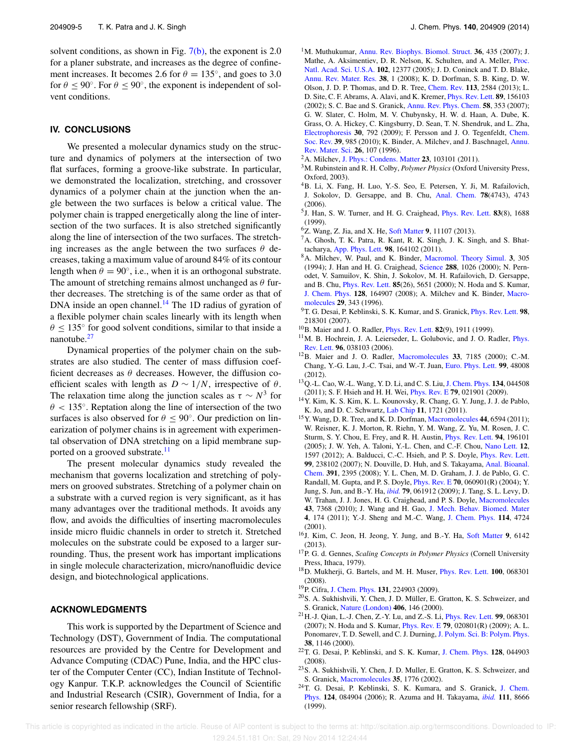solvent conditions, as shown in Fig. 7(b), the exponent is 2.0 for a planer substrate, and increases as the degree of confinement increases. It becomes 2.6 for $\theta = 135^\circ$, and goes to 3.0 for $\theta \leq 90^\circ$. For $\theta \leq 90^\circ$, the exponent is independent of solvent conditions.

## IV. CONCLUSIONS

We presented a molecular dynamics study on the structure and dynamics of polymers at the intersection of two flat surfaces, forming a groove-like substrate. In particular, we demonstrated the localization, stretching, and crossover dynamics of a polymer chain at the junction when the angle between the two surfaces is below a critical value. The polymer chain is trapped energetically along the line of intersection of the two surfaces. It is also stretched significantly along the line of intersection of the two surfaces. The stretching increases as the angle between the two surfaces $\theta$ decreases, taking a maximum value of around 84% of its contour length when $\theta = 90^\circ$, i.e., when it is an orthogonal substrate. The amount of stretching remains almost unchanged as $\theta$ further decreases. The stretching is of the same order as that of DNA inside an open channel.[14] The 1D radius of gyration of a flexible polymer chain scales linearly with its length when $\theta \leq 135^\circ$ for good solvent conditions, similar to that inside a nanotube.[27]

Dynamical properties of the polymer chain on the substrates are also studied. The center of mass diffusion coefficient decreases as $\theta$ decreases. However, the diffusion coefficient scales with length as $D \sim 1/N$, irrespective of $\theta$. The relaxation time along the junction scales as $\tau \sim N^3$ for $\theta < 135^\circ$. Reptation along the line of intersection of the two surfaces is also observed for $\theta \leq 90^\circ$. Our prediction on linearization of polymer chains is in agreement with experimental observation of DNA stretching on a lipid membrane supported on a grooved substrate.[11]

The present molecular dynamics study revealed the mechanism that governs localization and stretching of polymers on grooved substrates. Stretching of a polymer chain on a substrate with a curved region is very significant, as it has many advantages over the traditional methods. It avoids any flow, and avoids the difficulties of inserting macromolecules inside micro fluidic channels in order to stretch it. Stretched molecules on the substrate could be exposed to a larger surrounding. Thus, the present work has important implications in single molecule characterization, micro/nanofluidic device design, and biotechnological applications.

## ACKNOWLEDGMENTS

This work is supported by the Department of Science and Technology (DST), Government of India. The computational resources are provided by the Centre for Development and Advance Computing (CDAC) Pune, India, and the HPC cluster of the Computer Center (CC), Indian Institute of Technology Kanpur. T.K.P. acknowledges the Council of Scientific and Industrial Research (CSIR), Government of India, for a senior research fellowship (SRF).

[1] M. Muthukumar, Annu. Rev. Biophys. Biomol. Struct. **36**, 435 (2007); J. Mathe, A. Aksimentiev, D. R. Nelson, K. Schulten, and A. Meller, Proc. Natl. Acad. Sci. U.S.A. **102**, 12377 (2005); J. D. Coninck and T. D. Blake, Annu. Rev. Mater. Res. **38**, 1 (2008); K. D. Dorfman, S. B. King, D. W. Olson, J. D. P. Thomas, and D. R. Tree, Chem. Rev. **113**, 2584 (2013); L. D. Site, C. F. Abrams, A. Alavi, and K. Kremer, Phys. Rev. Lett. **89**, 156103 (2002); S. C. Bae and S. Granick, Annu. Rev. Phys. Chem. **58**, 353 (2007); G. W. Slater, C. Holm, M. V. Chubynsky, H. W. d. Haan, A. Dube, K. Grass, O. A. Hickey, C. Kingsburry, D. Sean, T. N. Shendruk, and L. Zha, Electrophoresis **30**, 792 (2009); F. Persson and J. O. Tegenfeldt, Chem. Soc. Rev. **39**, 985 (2010); K. Binder, A. Milchev, and J. Baschnagel, Annu. Rev. Mater. Sci. **26**, 107 (1996).

[2] A. Milchev, J. Phys.: Condens. Matter **23**, 103101 (2011).

[3] M. Rubinstein and R. H. Colby, *Polymer Physics* (Oxford University Press, Oxford, 2003).

[4] B. Li, X. Fang, H. Luo, Y.-S. Seo, E. Petersen, Y. Ji, M. Rafailovich, J. Sokolov, D. Gersappe, and B. Chu, Anal. Chem. **78**(4743), 4743 (2006).

[5] J. Han, S. W. Turner, and H. G. Craighead, Phys. Rev. Lett. **83**(8), 1688 (1999).

[6] Z. Wang, Z. Jia, and X. He, Soft Matter **9**, 11107 (2013).

[7] A. Ghosh, T. K. Patra, R. Kant, R. K. Singh, J. K. Singh, and S. Bhattacharya, App. Phys. Lett. **98**, 164102 (2011).

[8] A. Milchev, W. Paul, and K. Binder, Macromol. Theory Simul. **3**, 305 (1994); J. Han and H. G. Craighead, Science **288**, 1026 (2000); N. Pernodet, V. Samuilov, K. Shin, J. Sokolov, M. H. Rafailovich, D. Gersappe, and B. Chu, Phys. Rev. Lett. **85**(26), 5651 (2000); N. Hoda and S. Kumar, J. Chem. Phys. **128**, 164907 (2008); A. Milchev and K. Binder, Macromolecules **29**, 343 (1996).

[9] T. G. Desai, P. Keblinski, S. K. Kumar, and S. Granick, Phys. Rev. Lett. **98**, 218301 (2007).

[10] B. Maier and J. O. Radler, Phys. Rev. Lett. **82**(9), 1911 (1999).

[11] M. B. Hochrein, J. A. Leierseder, L. Golubovic, and J. O. Radler, Phys. Rev. Lett. **96**, 038103 (2006).

[12] B. Maier and J. O. Radler, Macromolecules **33**, 7185 (2000); C.-M. Chang, Y.-G. Lau, J.-C. Tsai, and W.-T. Juan, Euro. Phys. Lett. **99**, 48008 (2012).

[13] Q.-L. Cao, W.-L. Wang, Y. D. Li, and C. S. Liu, J. Chem. Phys. **134**, 044508 (2011); S. F. Hsieh and H. H. Wei, Phys. Rev. E **79**, 021901 (2009).

[14] Y. Kim, K. S. Kim, K. L. Kounovsky, R. Chang, G. Y. Jung, J. J. de Pablo, K. Jo, and D. C. Schwartz, Lab Chip **11**, 1721 (2011).

[15] Y. Wang, D. R. Tree, and K. D. Dorfman, Macromolecules **44**, 6594 (2011); W. Reisner, K. J. Morton, R. Riehn, Y. M. Wang, Z. Yu, M. Rosen, J. C. Sturm, S. Y. Chou, E. Frey, and R. H. Austin, Phys. Rev. Lett. **94**, 196101 (2005); J. W. Yeh, A. Taloni, Y.-L. Chen, and C.-F. Chou, Nano Lett. **12**, 1597 (2012); A. Balducci, C.-C. Hsieh, and P. S. Doyle, Phys. Rev. Lett. **99**, 238102 (2007); N. Douville, D. Huh, and S. Takayama, Anal. Bioanal. Chem. **391**, 2395 (2008); Y. L. Chen, M. D. Graham, J. J. de Pablo, G. C. Randall, M. Gupta, and P. S. Doyle, Phys. Rev. E **70**, 060901(R) (2004); Y. Jung, S. Jun, and B.-Y. Ha, *ibid.* **79**, 061912 (2009); J. Tang, S. L. Levy, D. W. Trahan, J. J. Jones, H. G. Craighead, and P. S. Doyle, Macromolecules **43**, 7368 (2010); J. Wang and H. Gao, J. Mech. Behav. Biomed. Mater **4**, 174 (2011); Y.-J. Sheng and M.-C. Wang, J. Chem. Phys. **114**, 4724 (2001).

[16] J. Kim, C. Jeon, H. Jeong, Y. Jung, and B.-Y. Ha, Soft Matter **9**, 6142 (2013).

[17] P. G. d. Gennes, *Scaling Concepts in Polymer Physics* (Cornell University Press, Ithaca, 1979).

[18] D. Mukherji, G. Bartels, and M. H. Muser, Phys. Rev. Lett. **100**, 068301 (2008).

[19] P. Cifra, J. Chem. Phys. **131**, 224903 (2009).

[20] S. A. Sukhishvili, Y. Chen, J. D. Müller, E. Gratton, K. S. Schweizer, and S. Granick, Nature (London) **406**, 146 (2000).

[21] H.-J. Qian, L.-J. Chen, Z.-Y. Lu, and Z.-S. Li, Phys. Rev. Lett. **99**, 068301 (2007); N. Hoda and S. Kumar, Phys. Rev. E **79**, 020801(R) (2009); A. L. Ponomarev, T. D. Sewell, and C. J. Durning, J. Polym. Sci. B: Polym. Phys. **38**, 1146 (2000).

[22] T. G. Desai, P. Keblinski, and S. K. Kumar, J. Chem. Phys. **128**, 044903 (2008).

[23] S. A. Sukhishvili, Y. Chen, J. D. Muller, E. Gratton, K. S. Schweizer, and S. Granick, Macromolecules **35**, 1776 (2002).

[24] T. G. Desai, P. Keblinski, S. K. Kumara, and S. Granick, J. Chem. Phys. **124**, 084904 (2006); R. Azuma and H. Takayama, *ibid.* **111**, 8666 (1999).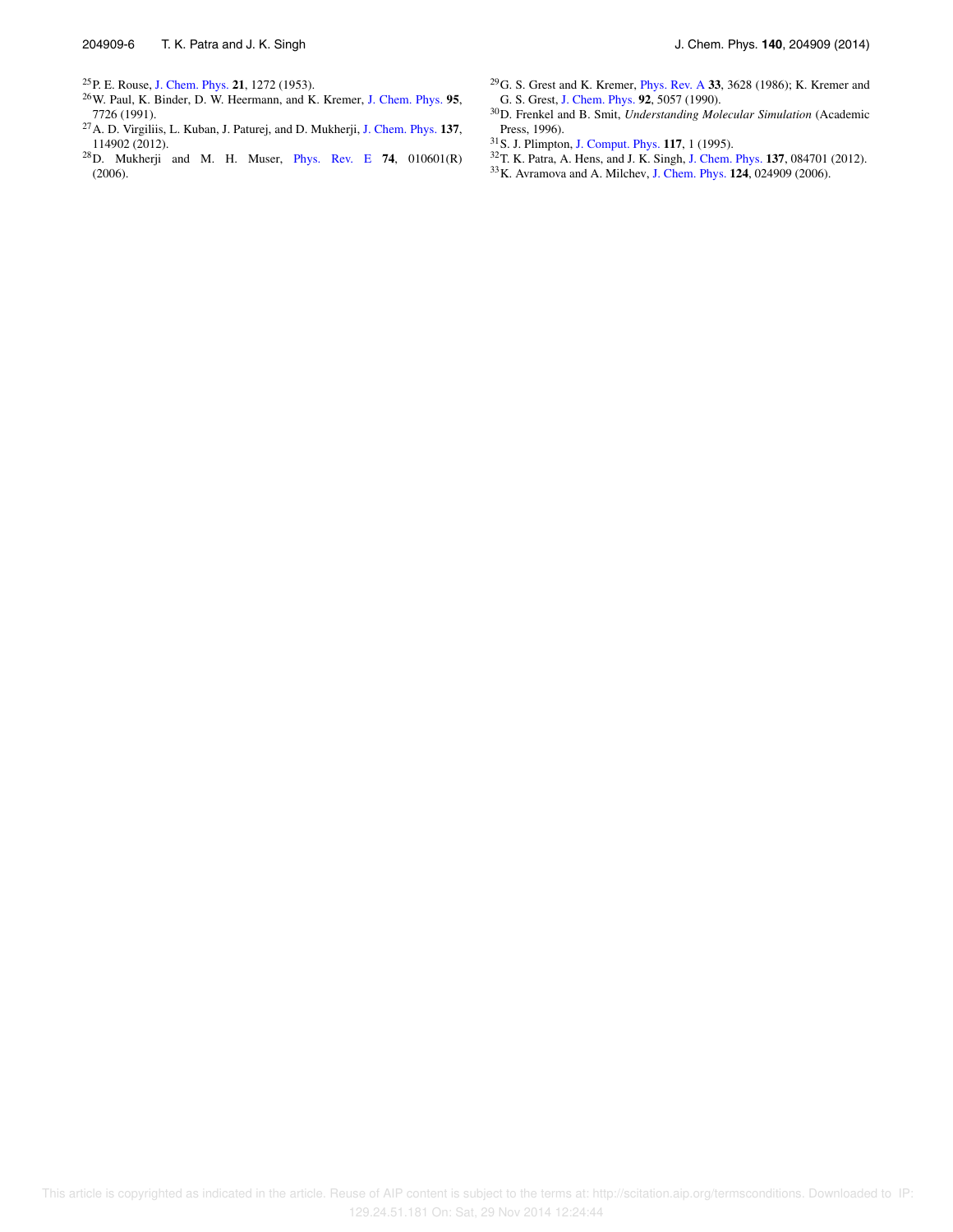[25] P. E. Rouse, J. Chem. Phys. **21**, 1272 (1953).

[26] W. Paul, K. Binder, D. W. Heermann, and K. Kremer, J. Chem. Phys. **95**, 7726 (1991).

[27] A. D. Virgiliis, L. Kuban, J. Paturej, and D. Mukherji, J. Chem. Phys. **137**, 114902 (2012).

[28] D. Mukherji and M. H. Muser, Phys. Rev. E **74**, 010601(R) (2006).

[29] G. S. Grest and K. Kremer, Phys. Rev. A **33**, 3628 (1986); K. Kremer and G. S. Grest, J. Chem. Phys. **92**, 5057 (1990).

[30] D. Frenkel and B. Smit, *Understanding Molecular Simulation* (Academic Press, 1996).

[31] S. J. Plimpton, J. Comput. Phys. **117**, 1 (1995).

[32] T. K. Patra, A. Hens, and J. K. Singh, J. Chem. Phys. **137**, 084701 (2012).

[33] K. Avramova and A. Milchev, J. Chem. Phys. **124**, 024909 (2006).